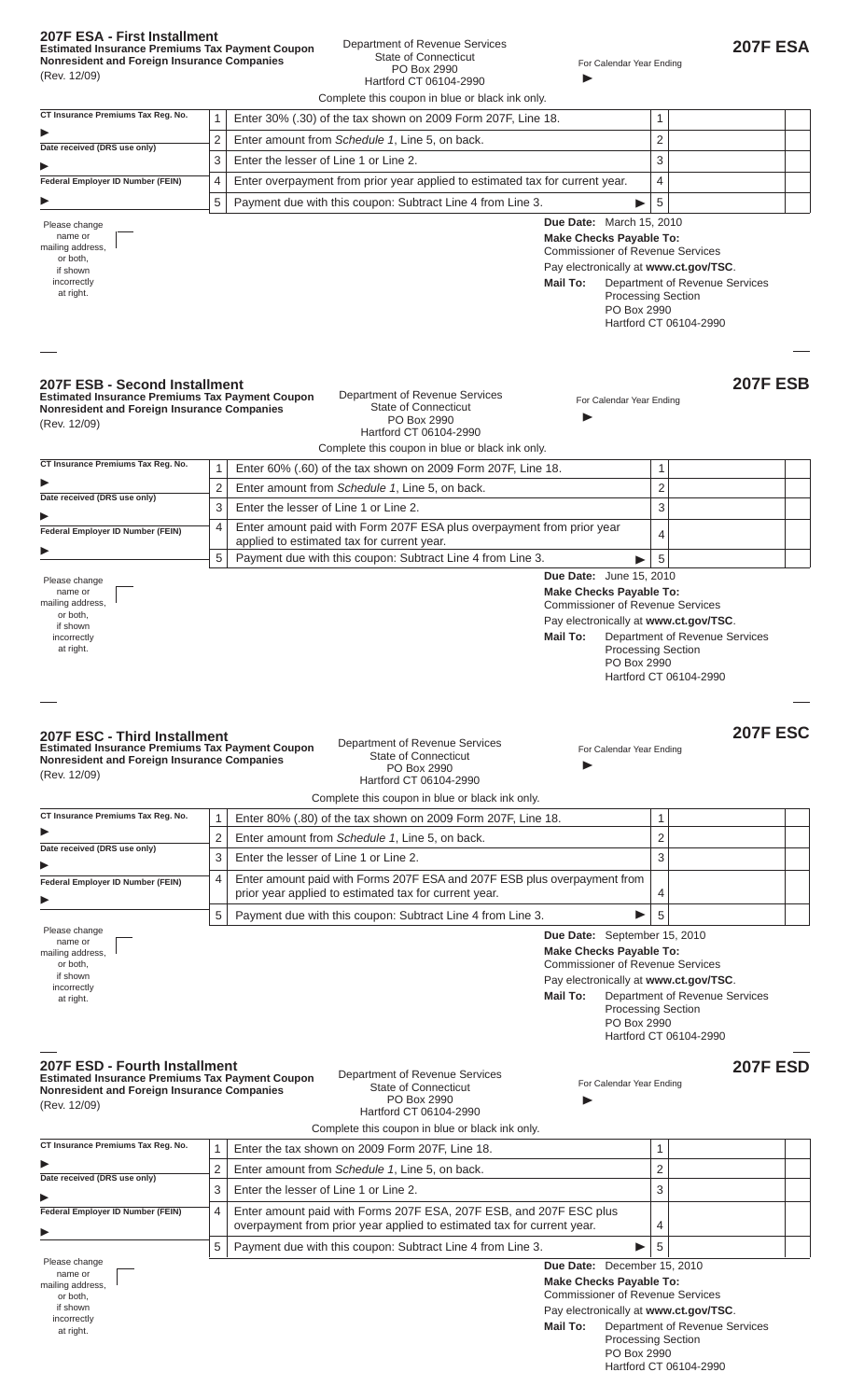## 207F ESA - First Installment

**Estimated Insurance Premiums Tax Payment Coupon**
**Nonresident and Foreign Insurance Companies**
(Rev. 12/09)

Department of Revenue Services
State of Connecticut
PO Box 2990
Hartford CT 06104-2990

For Calendar Year Ending ►

**207F ESA**

Complete this coupon in blue or black ink only.

| | | | | |
|---|---|---|---|---|
| CT Insurance Premiums Tax Reg. No. ► | 1 | Enter 30% (.30) of the tax shown on 2009 Form 207F, Line 18. | 1 | |
| Date received (DRS use only) ► | 2 | Enter amount from *Schedule 1*, Line 5, on back. | 2 | |
| | 3 | Enter the lesser of Line 1 or Line 2. | 3 | |
| Federal Employer ID Number (FEIN) ► | 4 | Enter overpayment from prior year applied to estimated tax for current year. | 4 | |
| | 5 | Payment due with this coupon: Subtract Line 4 from Line 3. ► | 5 | |

Please change name or mailing address, or both, if shown incorrectly at right.

**Due Date:** March 15, 2010
**Make Checks Payable To:** Commissioner of Revenue Services
Pay electronically at **www.ct.gov/TSC**.
**Mail To:** Department of Revenue Services, Processing Section, PO Box 2990, Hartford CT 06104-2990

## 207F ESB - Second Installment

**Estimated Insurance Premiums Tax Payment Coupon**
**Nonresident and Foreign Insurance Companies**
(Rev. 12/09)

Department of Revenue Services
State of Connecticut
PO Box 2990
Hartford CT 06104-2990

For Calendar Year Ending ►

**207F ESB**

Complete this coupon in blue or black ink only.

| | | | | |
|---|---|---|---|---|
| CT Insurance Premiums Tax Reg. No. ► | 1 | Enter 60% (.60) of the tax shown on 2009 Form 207F, Line 18. | 1 | |
| Date received (DRS use only) ► | 2 | Enter amount from *Schedule 1*, Line 5, on back. | 2 | |
| | 3 | Enter the lesser of Line 1 or Line 2. | 3 | |
| Federal Employer ID Number (FEIN) ► | 4 | Enter amount paid with Form 207F ESA plus overpayment from prior year applied to estimated tax for current year. | 4 | |
| | 5 | Payment due with this coupon: Subtract Line 4 from Line 3. ► | 5 | |

Please change name or mailing address, or both, if shown incorrectly at right.

**Due Date:** June 15, 2010
**Make Checks Payable To:** Commissioner of Revenue Services
Pay electronically at **www.ct.gov/TSC**.
**Mail To:** Department of Revenue Services, Processing Section, PO Box 2990, Hartford CT 06104-2990

## 207F ESC - Third Installment

**Estimated Insurance Premiums Tax Payment Coupon**
**Nonresident and Foreign Insurance Companies**
(Rev. 12/09)

Department of Revenue Services
State of Connecticut
PO Box 2990
Hartford CT 06104-2990

For Calendar Year Ending ►

**207F ESC**

Complete this coupon in blue or black ink only.

| | | | | |
|---|---|---|---|---|
| CT Insurance Premiums Tax Reg. No. ► | 1 | Enter 80% (.80) of the tax shown on 2009 Form 207F, Line 18. | 1 | |
| Date received (DRS use only) ► | 2 | Enter amount from *Schedule 1*, Line 5, on back. | 2 | |
| | 3 | Enter the lesser of Line 1 or Line 2. | 3 | |
| Federal Employer ID Number (FEIN) ► | 4 | Enter amount paid with Forms 207F ESA and 207F ESB plus overpayment from prior year applied to estimated tax for current year. | 4 | |
| | 5 | Payment due with this coupon: Subtract Line 4 from Line 3. ► | 5 | |

Please change name or mailing address, or both, if shown incorrectly at right.

**Due Date:** September 15, 2010
**Make Checks Payable To:** Commissioner of Revenue Services
Pay electronically at **www.ct.gov/TSC**.
**Mail To:** Department of Revenue Services, Processing Section, PO Box 2990, Hartford CT 06104-2990

## 207F ESD - Fourth Installment

**Estimated Insurance Premiums Tax Payment Coupon**
**Nonresident and Foreign Insurance Companies**
(Rev. 12/09)

Department of Revenue Services
State of Connecticut
PO Box 2990
Hartford CT 06104-2990

For Calendar Year Ending ►

**207F ESD**

Complete this coupon in blue or black ink only.

| | | | | |
|---|---|---|---|---|
| CT Insurance Premiums Tax Reg. No. ► | 1 | Enter the tax shown on 2009 Form 207F, Line 18. | 1 | |
| Date received (DRS use only) ► | 2 | Enter amount from *Schedule 1*, Line 5, on back. | 2 | |
| | 3 | Enter the lesser of Line 1 or Line 2. | 3 | |
| Federal Employer ID Number (FEIN) ► | 4 | Enter amount paid with Forms 207F ESA, 207F ESB, and 207F ESC plus overpayment from prior year applied to estimated tax for current year. | 4 | |
| | 5 | Payment due with this coupon: Subtract Line 4 from Line 3. ► | 5 | |

Please change name or mailing address, or both, if shown incorrectly at right.

**Due Date:** December 15, 2010
**Make Checks Payable To:** Commissioner of Revenue Services
Pay electronically at **www.ct.gov/TSC**.
**Mail To:** Department of Revenue Services, Processing Section, PO Box 2990, Hartford CT 06104-2990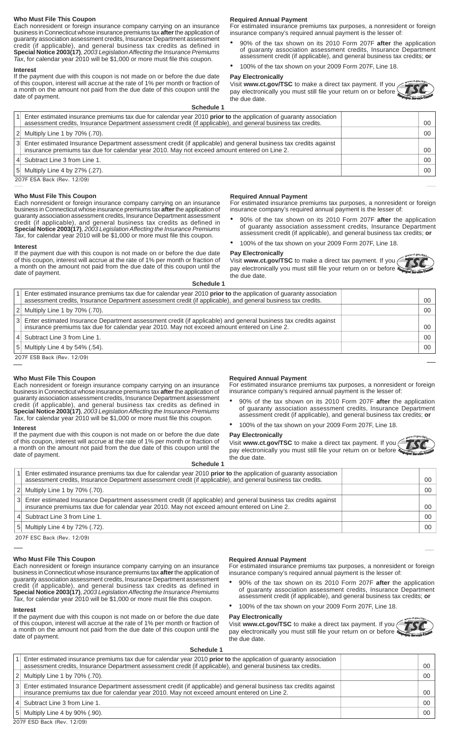**Who Must File This Coupon**

Each nonresident or foreign insurance company carrying on an insurance business in Connecticut whose insurance premiums tax **after** the application of guaranty association assessment credits, Insurance Department assessment credit (if applicable), and general business tax credits as defined in **Special Notice 2003(17)**, *2003 Legislation Affecting the Insurance Premiums Tax*, for calendar year 2010 will be $1,000 or more must file this coupon.

**Interest**

If the payment due with this coupon is not made on or before the due date of this coupon, interest will accrue at the rate of 1% per month or fraction of a month on the amount not paid from the due date of this coupon until the date of payment.

**Required Annual Payment**

For estimated insurance premiums tax purposes, a nonresident or foreign insurance company's required annual payment is the lesser of:

- 90% of the tax shown on its 2010 Form 207F **after** the application of guaranty association assessment credits, Insurance Department assessment credit (if applicable), and general business tax credits; **or**
- 100% of the tax shown on your 2009 Form 207F, Line 18.

**Pay Electronically**

Visit **www.ct.gov/TSC** to make a direct tax payment. If you pay electronically you must still file your return on or before the due date.

**Schedule 1**

| | | | |
|---|---|---|---|
| 1 | Enter estimated insurance premiums tax due for calendar year 2010 **prior to** the application of guaranty association assessment credits, Insurance Department assessment credit (if applicable), and general business tax credits. | | 00 |
| 2 | Multiply Line 1 by 70% (.70). | | 00 |
| 3 | Enter estimated Insurance Department assessment credit (if applicable) and general business tax credits against insurance premiums tax due for calendar year 2010. May not exceed amount entered on Line 2. | | 00 |
| 4 | Subtract Line 3 from Line 1. | | 00 |
| 5 | Multiply Line 4 by 27% (.27). | | 00 |

207F ESA Back (Rev. 12/09)

**Who Must File This Coupon**

Each nonresident or foreign insurance company carrying on an insurance business in Connecticut whose insurance premiums tax **after** the application of guaranty association assessment credits, Insurance Department assessment credit (if applicable), and general business tax credits as defined in **Special Notice 2003(17)**, *2003 Legislation Affecting the Insurance Premiums Tax*, for calendar year 2010 will be $1,000 or more must file this coupon.

**Interest**

If the payment due with this coupon is not made on or before the due date of this coupon, interest will accrue at the rate of 1% per month or fraction of a month on the amount not paid from the due date of this coupon until the date of payment.

**Required Annual Payment**

For estimated insurance premiums tax purposes, a nonresident or foreign insurance company's required annual payment is the lesser of:

- 90% of the tax shown on its 2010 Form 207F **after** the application of guaranty association assessment credits, Insurance Department assessment credit (if applicable), and general business tax credits; **or**
- 100% of the tax shown on your 2009 Form 207F, Line 18.

**Pay Electronically**

Visit **www.ct.gov/TSC** to make a direct tax payment. If you pay electronically you must still file your return on or before the due date.

**Schedule 1**

| | | | |
|---|---|---|---|
| 1 | Enter estimated insurance premiums tax due for calendar year 2010 **prior to** the application of guaranty association assessment credits, Insurance Department assessment credit (if applicable), and general business tax credits. | | 00 |
| 2 | Multiply Line 1 by 70% (.70). | | 00 |
| 3 | Enter estimated Insurance Department assessment credit (if applicable) and general business tax credits against insurance premiums tax due for calendar year 2010. May not exceed amount entered on Line 2. | | 00 |
| 4 | Subtract Line 3 from Line 1. | | 00 |
| 5 | Multiply Line 4 by 54% (.54). | | 00 |

207F ESB Back (Rev. 12/09)

**Who Must File This Coupon**

Each nonresident or foreign insurance company carrying on an insurance business in Connecticut whose insurance premiums tax **after** the application of guaranty association assessment credits, Insurance Department assessment credit (if applicable), and general business tax credits as defined in **Special Notice 2003(17)**, *2003 Legislation Affecting the Insurance Premiums Tax*, for calendar year 2010 will be $1,000 or more must file this coupon.

**Interest**

If the payment due with this coupon is not made on or before the due date of this coupon, interest will accrue at the rate of 1% per month or fraction of a month on the amount not paid from the due date of this coupon until the date of payment.

**Required Annual Payment**

For estimated insurance premiums tax purposes, a nonresident or foreign insurance company's required annual payment is the lesser of:

- 90% of the tax shown on its 2010 Form 207F **after** the application of guaranty association assessment credits, Insurance Department assessment credit (if applicable), and general business tax credits; **or**
- 100% of the tax shown on your 2009 Form 207F, Line 18.

**Pay Electronically**

Visit **www.ct.gov/TSC** to make a direct tax payment. If you pay electronically you must still file your return on or before the due date.

**Schedule 1**

| | | | |
|---|---|---|---|
| 1 | Enter estimated insurance premiums tax due for calendar year 2010 **prior to** the application of guaranty association assessment credits, Insurance Department assessment credit (if applicable), and general business tax credits. | | 00 |
| 2 | Multiply Line 1 by 70% (.70). | | 00 |
| 3 | Enter estimated Insurance Department assessment credit (if applicable) and general business tax credits against insurance premiums tax due for calendar year 2010. May not exceed amount entered on Line 2. | | 00 |
| 4 | Subtract Line 3 from Line 1. | | 00 |
| 5 | Multiply Line 4 by 72% (.72). | | 00 |

207F ESC Back (Rev. 12/09)

**Who Must File This Coupon**

Each nonresident or foreign insurance company carrying on an insurance business in Connecticut whose insurance premiums tax **after** the application of guaranty association assessment credits, Insurance Department assessment credit (if applicable), and general business tax credits as defined in **Special Notice 2003(17)**, *2003 Legislation Affecting the Insurance Premiums Tax*, for calendar year 2010 will be $1,000 or more must file this coupon.

**Interest**

If the payment due with this coupon is not made on or before the due date of this coupon, interest will accrue at the rate of 1% per month or fraction of a month on the amount not paid from the due date of this coupon until the date of payment.

**Required Annual Payment**

For estimated insurance premiums tax purposes, a nonresident or foreign insurance company's required annual payment is the lesser of:

- 90% of the tax shown on its 2010 Form 207F **after** the application of guaranty association assessment credits, Insurance Department assessment credit (if applicable), and general business tax credits; **or**
- 100% of the tax shown on your 2009 Form 207F, Line 18.

**Pay Electronically**

Visit **www.ct.gov/TSC** to make a direct tax payment. If you pay electronically you must still file your return on or before the due date.

**Schedule 1**

| | | | |
|---|---|---|---|
| 1 | Enter estimated insurance premiums tax due for calendar year 2010 **prior to** the application of guaranty association assessment credits, Insurance Department assessment credit (if applicable), and general business tax credits. | | 00 |
| 2 | Multiply Line 1 by 70% (.70). | | 00 |
| 3 | Enter estimated Insurance Department assessment credit (if applicable) and general business tax credits against insurance premiums tax due for calendar year 2010. May not exceed amount entered on Line 2. | | 00 |
| 4 | Subtract Line 3 from Line 1. | | 00 |
| 5 | Multiply Line 4 by 90% (.90). | | 00 |

207F ESD Back (Rev. 12/09)